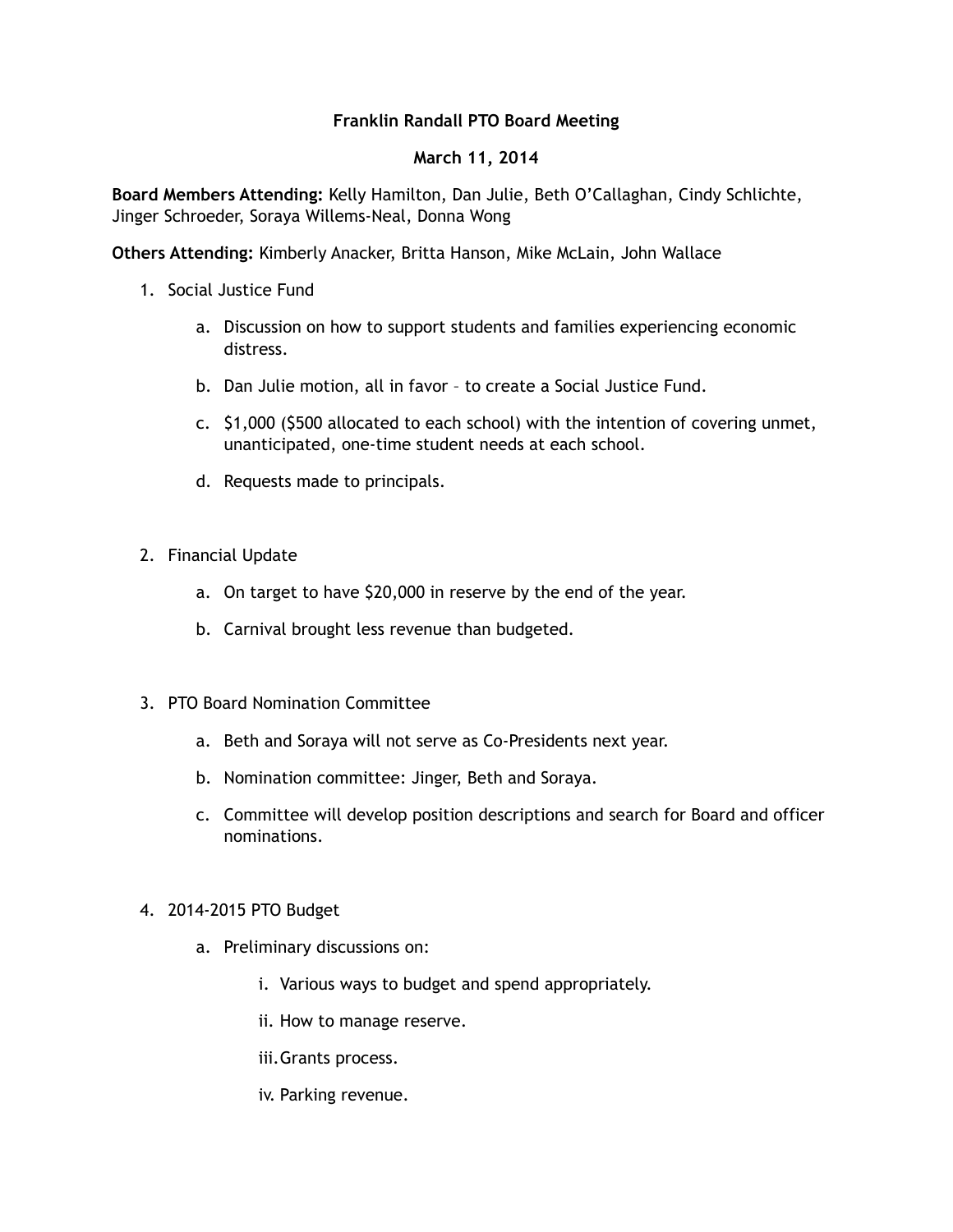# Franklin Randall PTO Board Meeting

## March 11, 2014

**Board Members Attending:** Kelly Hamilton, Dan Julie, Beth O'Callaghan, Cindy Schlichte, Jinger Schroeder, Soraya Willems-Neal, Donna Wong

**Others Attending:** Kimberly Anacker, Britta Hanson, Mike McLain, John Wallace

1. Social Justice Fund
    a. Discussion on how to support students and families experiencing economic distress.
    b. Dan Julie motion, all in favor – to create a Social Justice Fund.
    c. $1,000 ($500 allocated to each school) with the intention of covering unmet, unanticipated, one-time student needs at each school.
    d. Requests made to principals.

2. Financial Update
    a. On target to have $20,000 in reserve by the end of the year.
    b. Carnival brought less revenue than budgeted.

3. PTO Board Nomination Committee
    a. Beth and Soraya will not serve as Co-Presidents next year.
    b. Nomination committee: Jinger, Beth and Soraya.
    c. Committee will develop position descriptions and search for Board and officer nominations.

4. 2014-2015 PTO Budget
    a. Preliminary discussions on:
        i. Various ways to budget and spend appropriately.
        ii. How to manage reserve.
        iii. Grants process.
        iv. Parking revenue.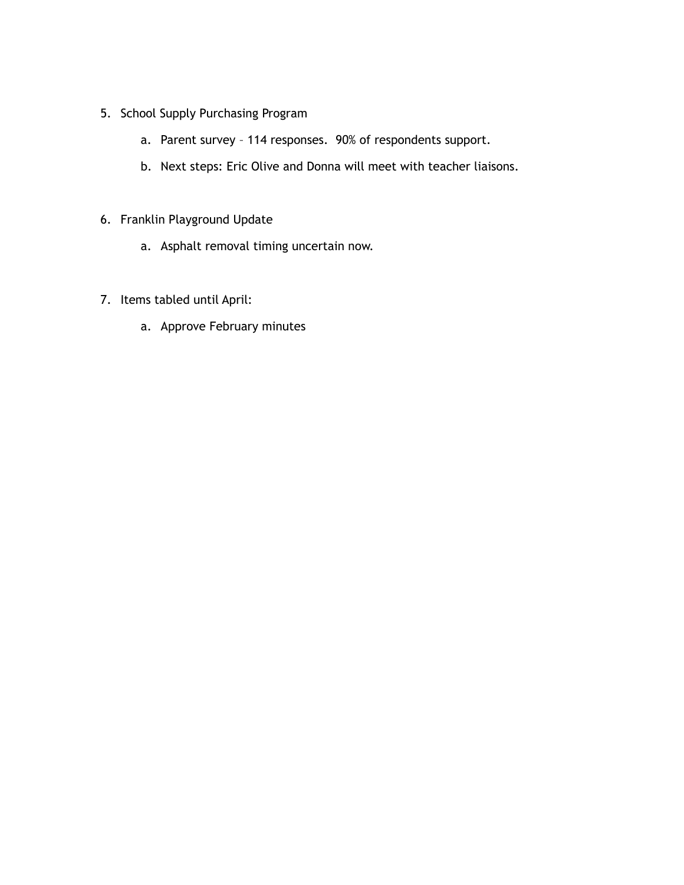5. School Supply Purchasing Program
    a. Parent survey – 114 responses. 90% of respondents support.
    b. Next steps: Eric Olive and Donna will meet with teacher liaisons.

6. Franklin Playground Update
    a. Asphalt removal timing uncertain now.

7. Items tabled until April:
    a. Approve February minutes